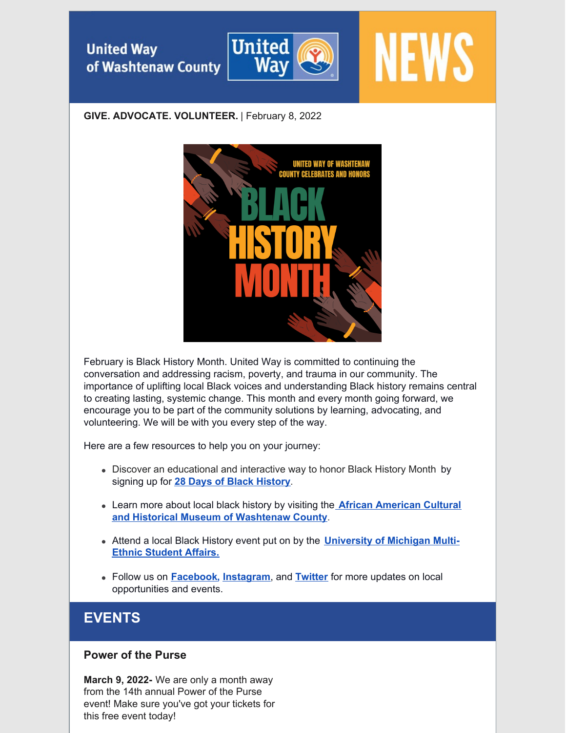United Way of Washtenaw County

NEWS

**GIVE. ADVOCATE. VOLUNTEER.** | February 8, 2022

UNITED WAY OF WASHTENAW COUNTY CELEBRATES AND HONORS BLACK HISTORY MONTH

February is Black History Month. United Way is committed to continuing the conversation and addressing racism, poverty, and trauma in our community. The importance of uplifting local Black voices and understanding Black history remains central to creating lasting, systemic change. This month and every month going forward, we encourage you to be part of the community solutions by learning, advocating, and volunteering. We will be with you every step of the way.

Here are a few resources to help you on your journey:

- Discover an educational and interactive way to honor Black History Month by signing up for **28 Days of Black History**.
- Learn more about local black history by visiting the **African American Cultural and Historical Museum of Washtenaw County**.
- Attend a local Black History event put on by the **University of Michigan Multi-Ethnic Student Affairs.**
- Follow us on **Facebook**, **Instagram**, and **Twitter** for more updates on local opportunities and events.

## EVENTS

### Power of the Purse

**March 9, 2022-** We are only a month away from the 14th annual Power of the Purse event! Make sure you've got your tickets for this free event today!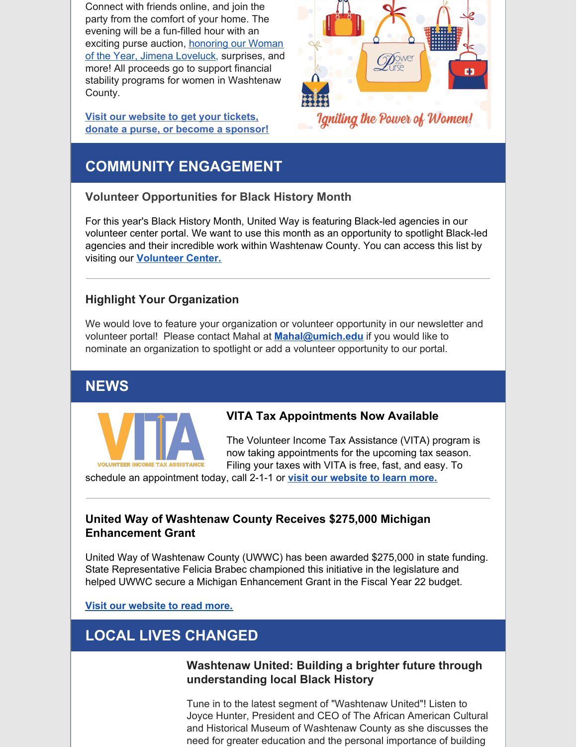Connect with friends online, and join the party from the comfort of your home. The evening will be a fun-filled hour with an exciting purse auction, honoring our Woman of the Year, Jimena Loveluck, surprises, and more! All proceeds go to support financial stability programs for women in Washtenaw County.

**Visit our website to get your tickets, donate a purse, or become a sponsor!**

## COMMUNITY ENGAGEMENT

### Volunteer Opportunities for Black History Month

For this year's Black History Month, United Way is featuring Black-led agencies in our volunteer center portal. We want to use this month as an opportunity to spotlight Black-led agencies and their incredible work within Washtenaw County. You can access this list by visiting our **Volunteer Center.**

---

### Highlight Your Organization

We would love to feature your organization or volunteer opportunity in our newsletter and volunteer portal! Please contact Mahal at **Mahal@umich.edu** if you would like to nominate an organization to spotlight or add a volunteer opportunity to our portal.

## NEWS

### VITA Tax Appointments Now Available

The Volunteer Income Tax Assistance (VITA) program is now taking appointments for the upcoming tax season. Filing your taxes with VITA is free, fast, and easy. To schedule an appointment today, call 2-1-1 or **visit our website to learn more.**

---

### United Way of Washtenaw County Receives $275,000 Michigan Enhancement Grant

United Way of Washtenaw County (UWWC) has been awarded $275,000 in state funding. State Representative Felicia Brabec championed this initiative in the legislature and helped UWWC secure a Michigan Enhancement Grant in the Fiscal Year 22 budget.

**Visit our website to read more.**

## LOCAL LIVES CHANGED

### Washtenaw United: Building a brighter future through understanding local Black History

Tune in to the latest segment of "Washtenaw United"! Listen to Joyce Hunter, President and CEO of The African American Cultural and Historical Museum of Washtenaw County as she discusses the need for greater education and the personal importance of building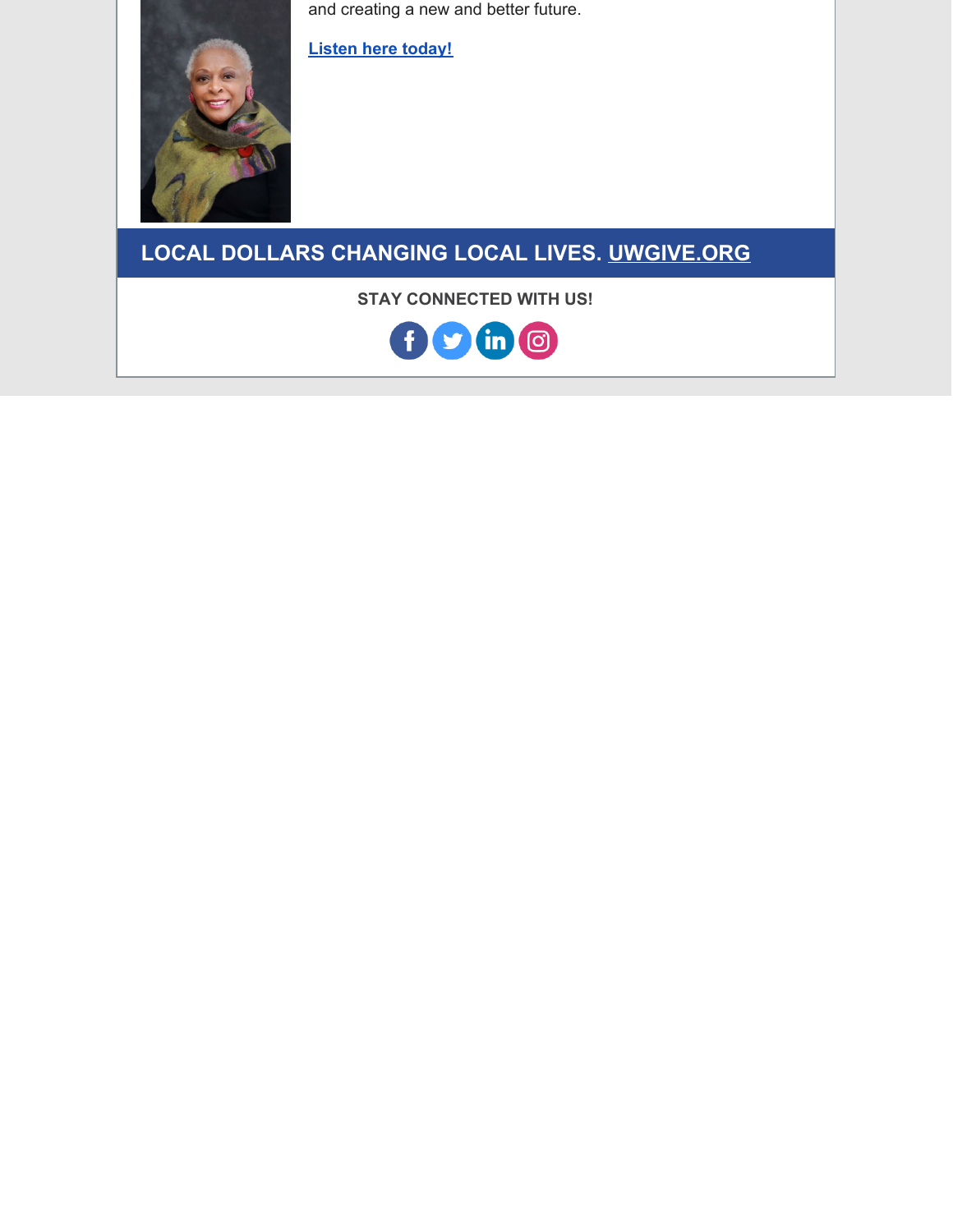and creating a new and better future.

**Listen here today!**

## LOCAL DOLLARS CHANGING LOCAL LIVES. UWGIVE.ORG

**STAY CONNECTED WITH US!**